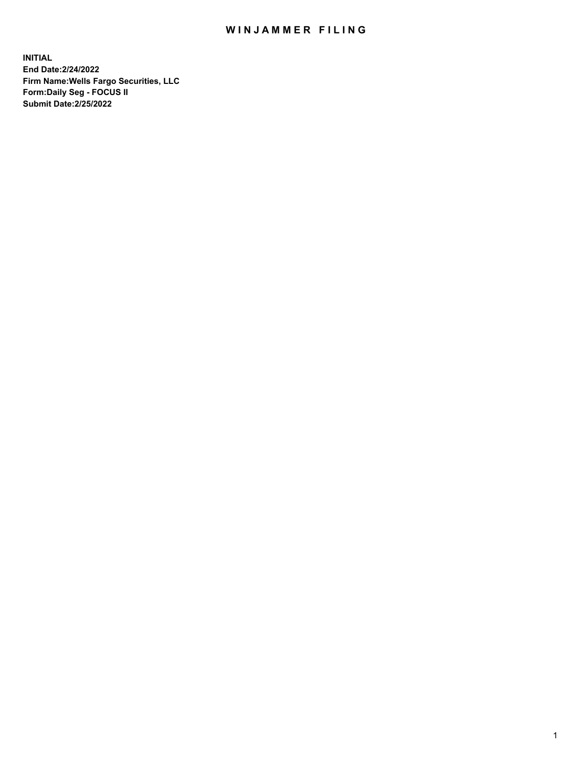# WINJAMMER FILING

**INITIAL**
**End Date:2/24/2022**
**Firm Name:Wells Fargo Securities, LLC**
**Form:Daily Seg - FOCUS II**
**Submit Date:2/25/2022**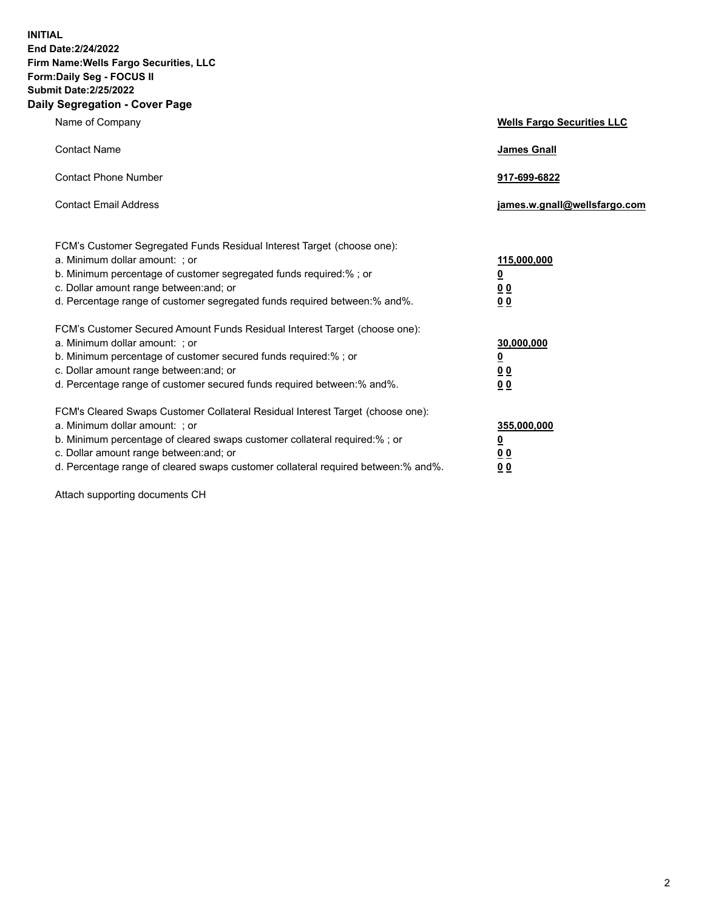**INITIAL**
**End Date:2/24/2022**
**Firm Name:Wells Fargo Securities, LLC**
**Form:Daily Seg - FOCUS II**
**Submit Date:2/25/2022**

## Daily Segregation - Cover Page

| | |
|---|---|
| Name of Company | **Wells Fargo Securities LLC** |
| Contact Name | **James Gnall** |
| Contact Phone Number | **917-699-6822** |
| Contact Email Address | **james.w.gnall@wellsfargo.com** |

| | |
|---|---|
| FCM's Customer Segregated Funds Residual Interest Target (choose one): | |
| a. Minimum dollar amount: ; or | **115,000,000** |
| b. Minimum percentage of customer segregated funds required:% ; or | **0** |
| c. Dollar amount range between:and; or | **0 0** |
| d. Percentage range of customer segregated funds required between:% and%. | **0 0** |
| FCM's Customer Secured Amount Funds Residual Interest Target (choose one): | |
| a. Minimum dollar amount: ; or | **30,000,000** |
| b. Minimum percentage of customer secured funds required:% ; or | **0** |
| c. Dollar amount range between:and; or | **0 0** |
| d. Percentage range of customer secured funds required between:% and%. | **0 0** |
| FCM's Cleared Swaps Customer Collateral Residual Interest Target (choose one): | |
| a. Minimum dollar amount: ; or | **355,000,000** |
| b. Minimum percentage of cleared swaps customer collateral required:% ; or | **0** |
| c. Dollar amount range between:and; or | **0 0** |
| d. Percentage range of cleared swaps customer collateral required between:% and%. | **0 0** |

Attach supporting documents CH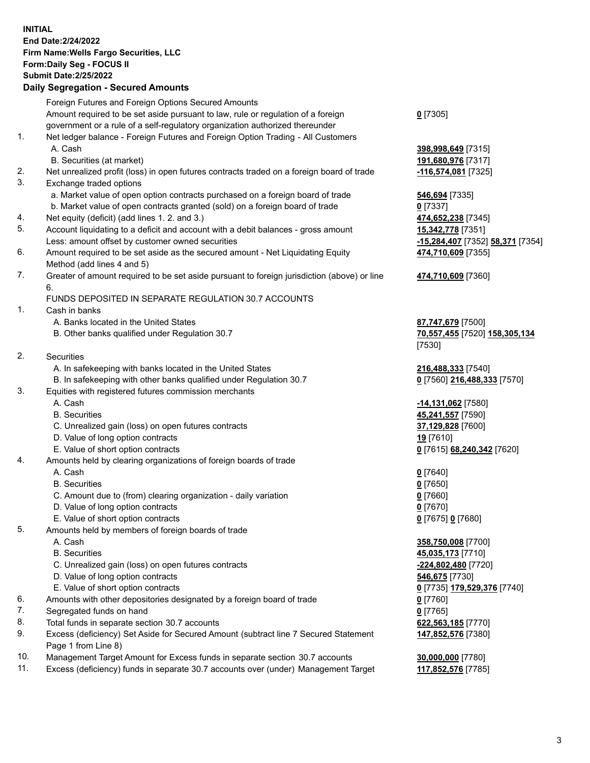**INITIAL**
**End Date:2/24/2022**
**Firm Name:Wells Fargo Securities, LLC**
**Form:Daily Seg - FOCUS II**
**Submit Date:2/25/2022**

## Daily Segregation - Secured Amounts

| | | |
|---|---|---|
| | Foreign Futures and Foreign Options Secured Amounts | |
| | Amount required to be set aside pursuant to law, rule or regulation of a foreign government or a rule of a self-regulatory organization authorized thereunder | **0** [7305] |
| 1. | Net ledger balance - Foreign Futures and Foreign Option Trading - All Customers | |
| | A. Cash | **398,998,649** [7315] |
| | B. Securities (at market) | **191,680,976** [7317] |
| 2. | Net unrealized profit (loss) in open futures contracts traded on a foreign board of trade | **-116,574,081** [7325] |
| 3. | Exchange traded options | |
| | a. Market value of open option contracts purchased on a foreign board of trade | **546,694** [7335] |
| | b. Market value of open contracts granted (sold) on a foreign board of trade | **0** [7337] |
| 4. | Net equity (deficit) (add lines 1. 2. and 3.) | **474,652,238** [7345] |
| 5. | Account liquidating to a deficit and account with a debit balances - gross amount | **15,342,778** [7351] |
| | Less: amount offset by customer owned securities | **-15,284,407** [7352] **58,371** [7354] |
| 6. | Amount required to be set aside as the secured amount - Net Liquidating Equity Method (add lines 4 and 5) | **474,710,609** [7355] |
| 7. | Greater of amount required to be set aside pursuant to foreign jurisdiction (above) or line 6. | **474,710,609** [7360] |
| | FUNDS DEPOSITED IN SEPARATE REGULATION 30.7 ACCOUNTS | |
| 1. | Cash in banks | |
| | A. Banks located in the United States | **87,747,679** [7500] |
| | B. Other banks qualified under Regulation 30.7 | **70,557,455** [7520] **158,305,134** [7530] |
| 2. | Securities | |
| | A. In safekeeping with banks located in the United States | **216,488,333** [7540] |
| | B. In safekeeping with other banks qualified under Regulation 30.7 | **0** [7560] **216,488,333** [7570] |
| 3. | Equities with registered futures commission merchants | |
| | A. Cash | **-14,131,062** [7580] |
| | B. Securities | **45,241,557** [7590] |
| | C. Unrealized gain (loss) on open futures contracts | **37,129,828** [7600] |
| | D. Value of long option contracts | **19** [7610] |
| | E. Value of short option contracts | **0** [7615] **68,240,342** [7620] |
| 4. | Amounts held by clearing organizations of foreign boards of trade | |
| | A. Cash | **0** [7640] |
| | B. Securities | **0** [7650] |
| | C. Amount due to (from) clearing organization - daily variation | **0** [7660] |
| | D. Value of long option contracts | **0** [7670] |
| | E. Value of short option contracts | **0** [7675] **0** [7680] |
| 5. | Amounts held by members of foreign boards of trade | |
| | A. Cash | **358,750,008** [7700] |
| | B. Securities | **45,035,173** [7710] |
| | C. Unrealized gain (loss) on open futures contracts | **-224,802,480** [7720] |
| | D. Value of long option contracts | **546,675** [7730] |
| | E. Value of short option contracts | **0** [7735] **179,529,376** [7740] |
| 6. | Amounts with other depositories designated by a foreign board of trade | **0** [7760] |
| 7. | Segregated funds on hand | **0** [7765] |
| 8. | Total funds in separate section 30.7 accounts | **622,563,185** [7770] |
| 9. | Excess (deficiency) Set Aside for Secured Amount (subtract line 7 Secured Statement Page 1 from Line 8) | **147,852,576** [7380] |
| 10. | Management Target Amount for Excess funds in separate section 30.7 accounts | **30,000,000** [7780] |
| 11. | Excess (deficiency) funds in separate 30.7 accounts over (under) Management Target | **117,852,576** [7785] |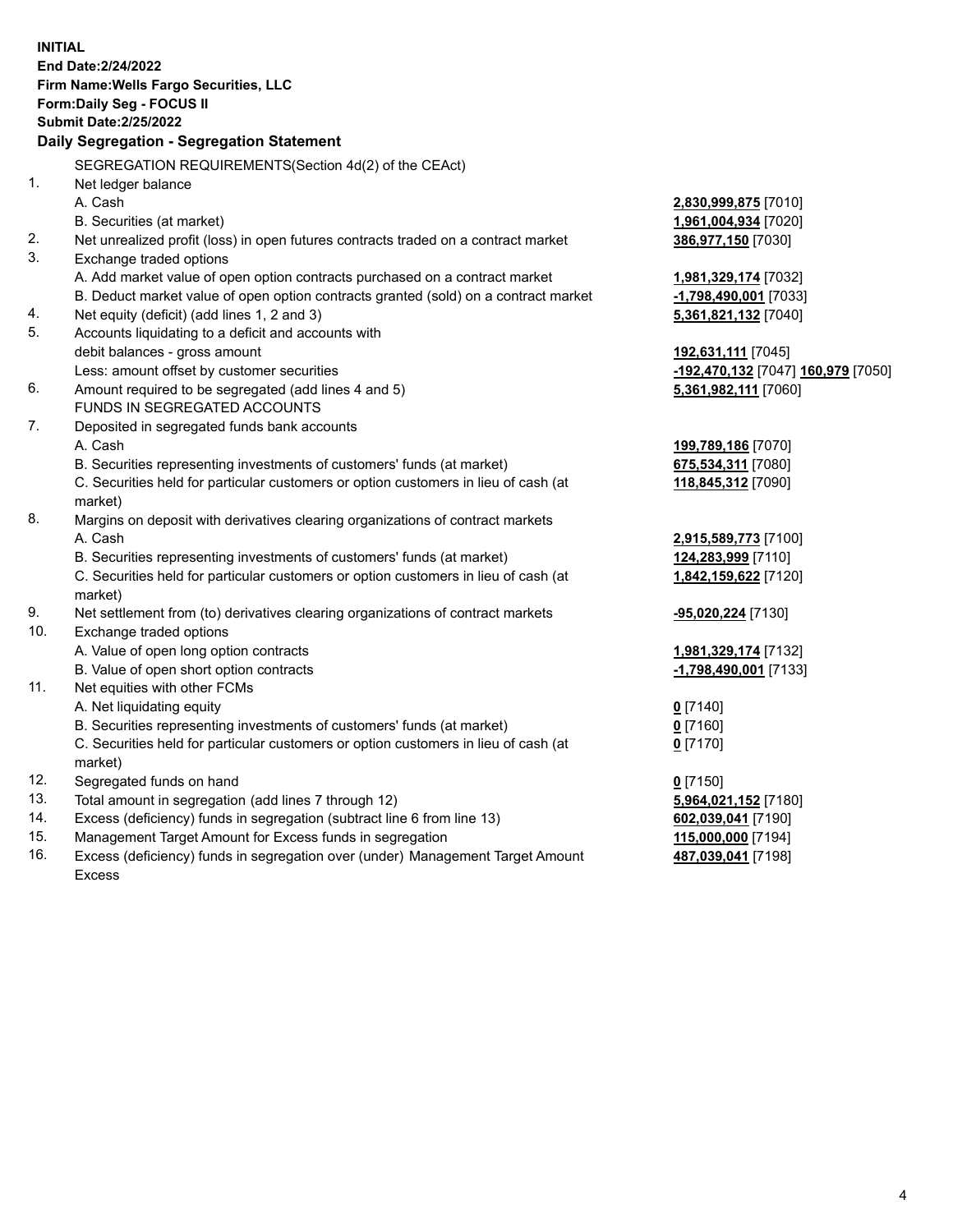**INITIAL**
**End Date:2/24/2022**
**Firm Name:Wells Fargo Securities, LLC**
**Form:Daily Seg - FOCUS II**
**Submit Date:2/25/2022**

## Daily Segregation - Segregation Statement

SEGREGATION REQUIREMENTS(Section 4d(2) of the CEAct)

| | | |
|---|---|---|
| 1. | Net ledger balance | |
| | A. Cash | **2,830,999,875** [7010] |
| | B. Securities (at market) | **1,961,004,934** [7020] |
| 2. | Net unrealized profit (loss) in open futures contracts traded on a contract market | **386,977,150** [7030] |
| 3. | Exchange traded options | |
| | A. Add market value of open option contracts purchased on a contract market | **1,981,329,174** [7032] |
| | B. Deduct market value of open option contracts granted (sold) on a contract market | **-1,798,490,001** [7033] |
| 4. | Net equity (deficit) (add lines 1, 2 and 3) | **5,361,821,132** [7040] |
| 5. | Accounts liquidating to a deficit and accounts with | |
| | debit balances - gross amount | **192,631,111** [7045] |
| | Less: amount offset by customer securities | **-192,470,132** [7047] **160,979** [7050] |
| 6. | Amount required to be segregated (add lines 4 and 5) | **5,361,982,111** [7060] |
| | FUNDS IN SEGREGATED ACCOUNTS | |
| 7. | Deposited in segregated funds bank accounts | |
| | A. Cash | **199,789,186** [7070] |
| | B. Securities representing investments of customers' funds (at market) | **675,534,311** [7080] |
| | C. Securities held for particular customers or option customers in lieu of cash (at market) | **118,845,312** [7090] |
| 8. | Margins on deposit with derivatives clearing organizations of contract markets | |
| | A. Cash | **2,915,589,773** [7100] |
| | B. Securities representing investments of customers' funds (at market) | **124,283,999** [7110] |
| | C. Securities held for particular customers or option customers in lieu of cash (at market) | **1,842,159,622** [7120] |
| 9. | Net settlement from (to) derivatives clearing organizations of contract markets | **-95,020,224** [7130] |
| 10. | Exchange traded options | |
| | A. Value of open long option contracts | **1,981,329,174** [7132] |
| | B. Value of open short option contracts | **-1,798,490,001** [7133] |
| 11. | Net equities with other FCMs | |
| | A. Net liquidating equity | **0** [7140] |
| | B. Securities representing investments of customers' funds (at market) | **0** [7160] |
| | C. Securities held for particular customers or option customers in lieu of cash (at market) | **0** [7170] |
| 12. | Segregated funds on hand | **0** [7150] |
| 13. | Total amount in segregation (add lines 7 through 12) | **5,964,021,152** [7180] |
| 14. | Excess (deficiency) funds in segregation (subtract line 6 from line 13) | **602,039,041** [7190] |
| 15. | Management Target Amount for Excess funds in segregation | **115,000,000** [7194] |
| 16. | Excess (deficiency) funds in segregation over (under) Management Target Amount Excess | **487,039,041** [7198] |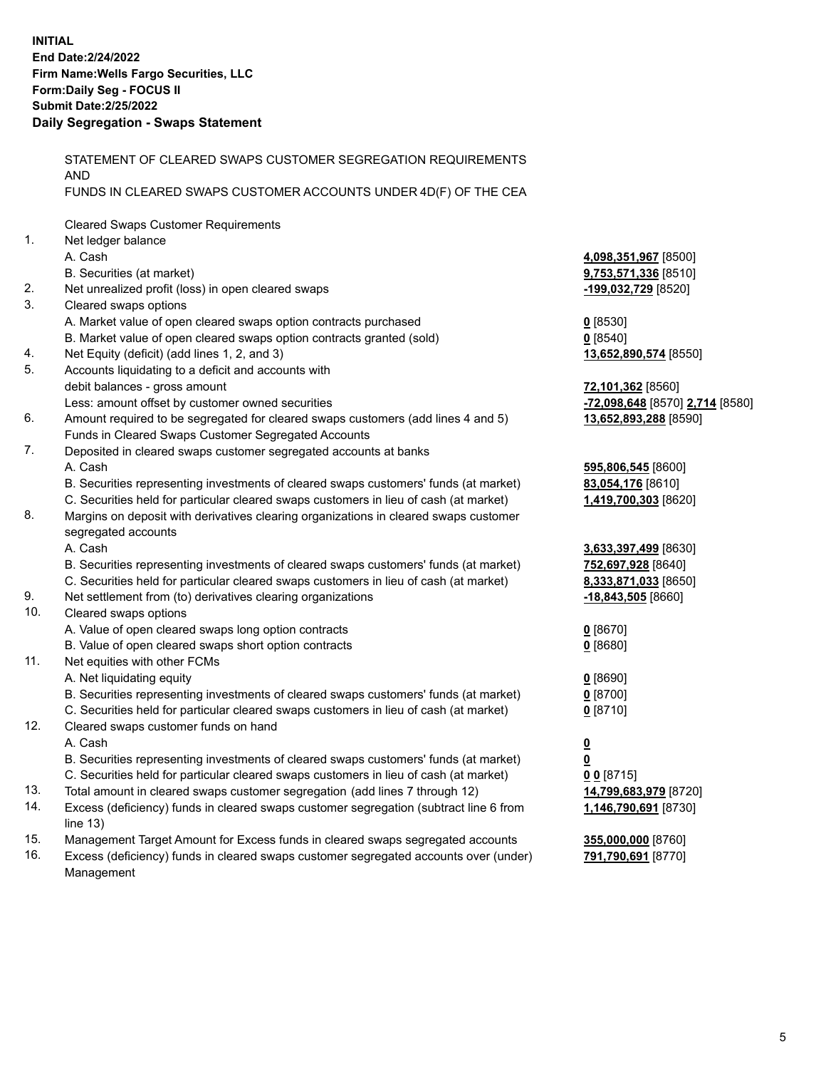**INITIAL**
**End Date:2/24/2022**
**Firm Name:Wells Fargo Securities, LLC**
**Form:Daily Seg - FOCUS II**
**Submit Date:2/25/2022**
**Daily Segregation - Swaps Statement**

STATEMENT OF CLEARED SWAPS CUSTOMER SEGREGATION REQUIREMENTS AND FUNDS IN CLEARED SWAPS CUSTOMER ACCOUNTS UNDER 4D(F) OF THE CEA

| | | |
|---|---|---|
| | Cleared Swaps Customer Requirements | |
| 1. | Net ledger balance | |
| | A. Cash | **4,098,351,967** [8500] |
| | B. Securities (at market) | **9,753,571,336** [8510] |
| 2. | Net unrealized profit (loss) in open cleared swaps | **-199,032,729** [8520] |
| 3. | Cleared swaps options | |
| | A. Market value of open cleared swaps option contracts purchased | **0** [8530] |
| | B. Market value of open cleared swaps option contracts granted (sold) | **0** [8540] |
| 4. | Net Equity (deficit) (add lines 1, 2, and 3) | **13,652,890,574** [8550] |
| 5. | Accounts liquidating to a deficit and accounts with debit balances - gross amount | **72,101,362** [8560] |
| | Less: amount offset by customer owned securities | **-72,098,648** [8570] **2,714** [8580] |
| 6. | Amount required to be segregated for cleared swaps customers (add lines 4 and 5) | **13,652,893,288** [8590] |
| | Funds in Cleared Swaps Customer Segregated Accounts | |
| 7. | Deposited in cleared swaps customer segregated accounts at banks | |
| | A. Cash | **595,806,545** [8600] |
| | B. Securities representing investments of cleared swaps customers' funds (at market) | **83,054,176** [8610] |
| | C. Securities held for particular cleared swaps customers in lieu of cash (at market) | **1,419,700,303** [8620] |
| 8. | Margins on deposit with derivatives clearing organizations in cleared swaps customer segregated accounts | |
| | A. Cash | **3,633,397,499** [8630] |
| | B. Securities representing investments of cleared swaps customers' funds (at market) | **752,697,928** [8640] |
| | C. Securities held for particular cleared swaps customers in lieu of cash (at market) | **8,333,871,033** [8650] |
| 9. | Net settlement from (to) derivatives clearing organizations | **-18,843,505** [8660] |
| 10. | Cleared swaps options | |
| | A. Value of open cleared swaps long option contracts | **0** [8670] |
| | B. Value of open cleared swaps short option contracts | **0** [8680] |
| 11. | Net equities with other FCMs | |
| | A. Net liquidating equity | **0** [8690] |
| | B. Securities representing investments of cleared swaps customers' funds (at market) | **0** [8700] |
| | C. Securities held for particular cleared swaps customers in lieu of cash (at market) | **0** [8710] |
| 12. | Cleared swaps customer funds on hand | |
| | A. Cash | **0** |
| | B. Securities representing investments of cleared swaps customers' funds (at market) | **0** |
| | C. Securities held for particular cleared swaps customers in lieu of cash (at market) | **0** **0** [8715] |
| 13. | Total amount in cleared swaps customer segregation (add lines 7 through 12) | **14,799,683,979** [8720] |
| 14. | Excess (deficiency) funds in cleared swaps customer segregation (subtract line 6 from line 13) | **1,146,790,691** [8730] |
| 15. | Management Target Amount for Excess funds in cleared swaps segregated accounts | **355,000,000** [8760] |
| 16. | Excess (deficiency) funds in cleared swaps customer segregated accounts over (under) Management | **791,790,691** [8770] |